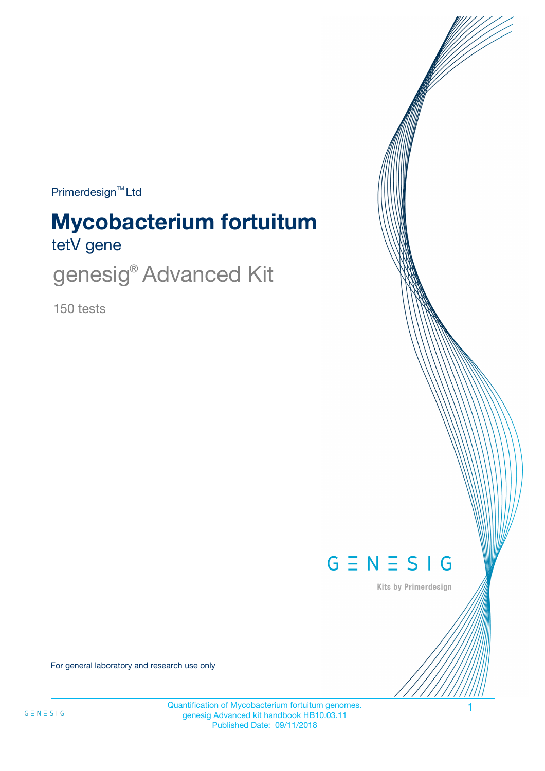Primerdesign™ Ltd

# Mycobacterium fortuitum

## tetV gene

## genesig® Advanced Kit

150 tests

GENESIG

Kits by Primerdesign

For general laboratory and research use only

Quantification of Mycobacterium fortuitum genomes.
genesig Advanced kit handbook HB10.03.11
Published Date: 09/11/2018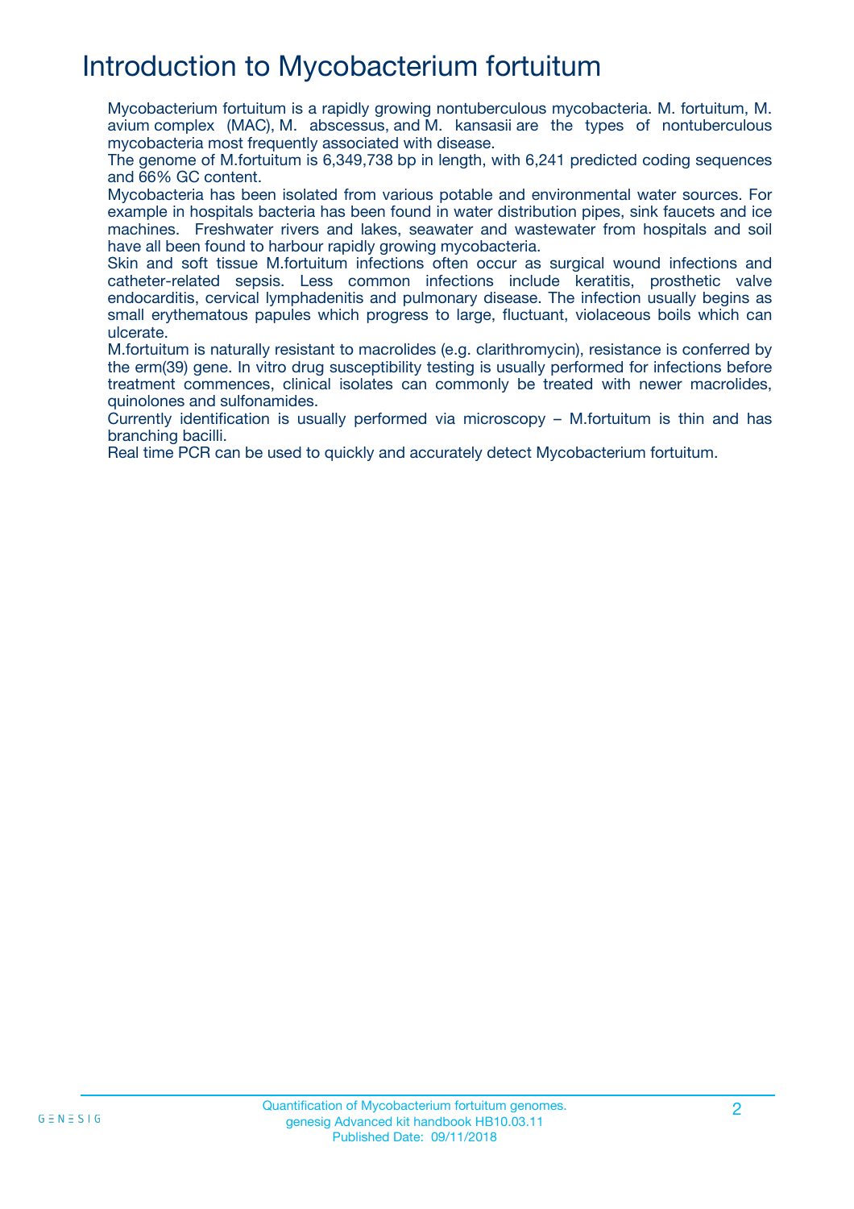# Introduction to Mycobacterium fortuitum

Mycobacterium fortuitum is a rapidly growing nontuberculous mycobacteria. M. fortuitum, M. avium complex (MAC), M. abscessus, and M. kansasii are the types of nontuberculous mycobacteria most frequently associated with disease.

The genome of M.fortuitum is 6,349,738 bp in length, with 6,241 predicted coding sequences and 66% GC content.

Mycobacteria has been isolated from various potable and environmental water sources. For example in hospitals bacteria has been found in water distribution pipes, sink faucets and ice machines. Freshwater rivers and lakes, seawater and wastewater from hospitals and soil have all been found to harbour rapidly growing mycobacteria.

Skin and soft tissue M.fortuitum infections often occur as surgical wound infections and catheter-related sepsis. Less common infections include keratitis, prosthetic valve endocarditis, cervical lymphadenitis and pulmonary disease. The infection usually begins as small erythematous papules which progress to large, fluctuant, violaceous boils which can ulcerate.

M.fortuitum is naturally resistant to macrolides (e.g. clarithromycin), resistance is conferred by the erm(39) gene. In vitro drug susceptibility testing is usually performed for infections before treatment commences, clinical isolates can commonly be treated with newer macrolides, quinolones and sulfonamides.

Currently identification is usually performed via microscopy – M.fortuitum is thin and has branching bacilli.

Real time PCR can be used to quickly and accurately detect Mycobacterium fortuitum.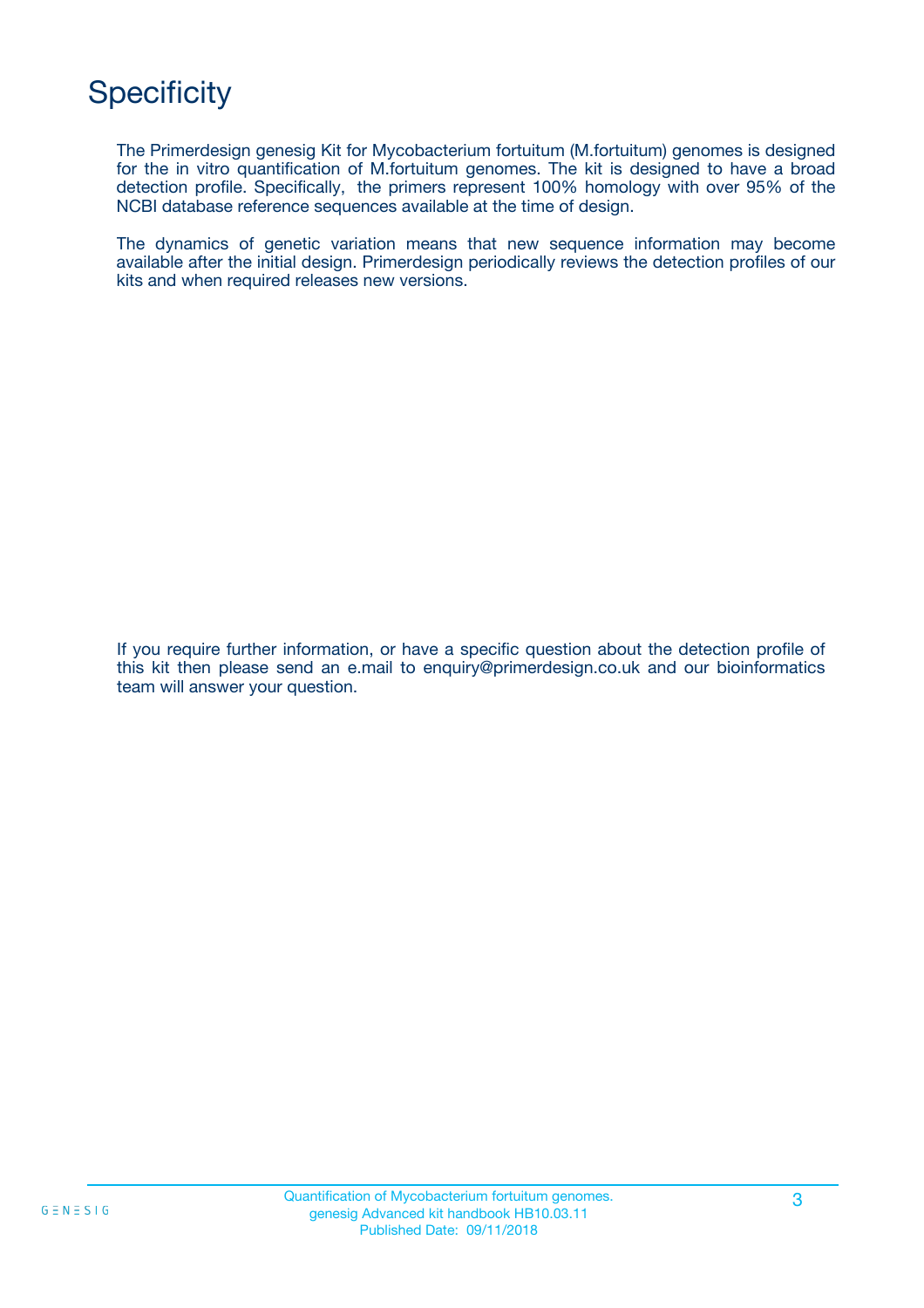# Specificity

The Primerdesign genesig Kit for Mycobacterium fortuitum (M.fortuitum) genomes is designed for the in vitro quantification of M.fortuitum genomes. The kit is designed to have a broad detection profile. Specifically, the primers represent 100% homology with over 95% of the NCBI database reference sequences available at the time of design.

The dynamics of genetic variation means that new sequence information may become available after the initial design. Primerdesign periodically reviews the detection profiles of our kits and when required releases new versions.

If you require further information, or have a specific question about the detection profile of this kit then please send an e.mail to enquiry@primerdesign.co.uk and our bioinformatics team will answer your question.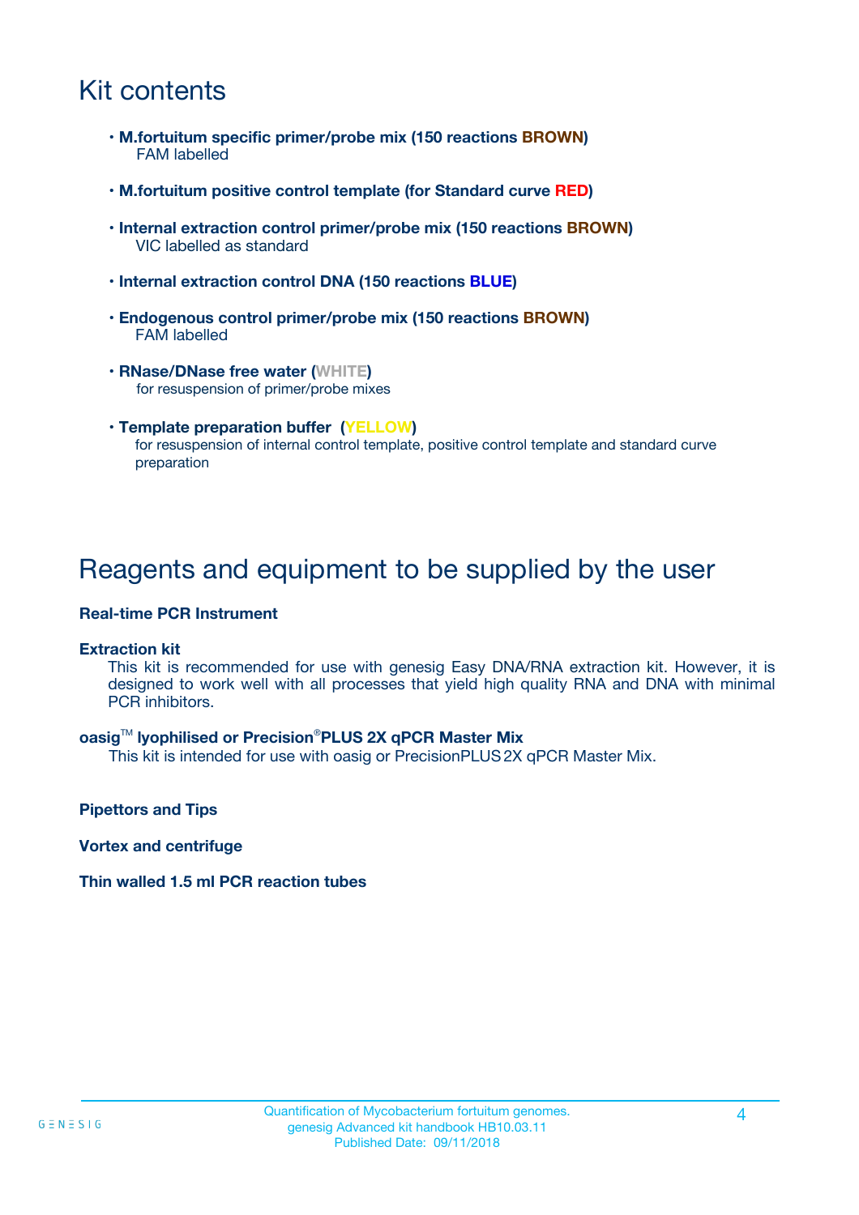# Kit contents

- **M.fortuitum specific primer/probe mix (150 reactions BROWN)**
  FAM labelled
- **M.fortuitum positive control template (for Standard curve RED)**
- **Internal extraction control primer/probe mix (150 reactions BROWN)**
  VIC labelled as standard
- **Internal extraction control DNA (150 reactions BLUE)**
- **Endogenous control primer/probe mix (150 reactions BROWN)**
  FAM labelled
- **RNase/DNase free water (WHITE)**
  for resuspension of primer/probe mixes
- **Template preparation buffer (YELLOW)**
  for resuspension of internal control template, positive control template and standard curve preparation

# Reagents and equipment to be supplied by the user

**Real-time PCR Instrument**

**Extraction kit**

This kit is recommended for use with genesig Easy DNA/RNA extraction kit. However, it is designed to work well with all processes that yield high quality RNA and DNA with minimal PCR inhibitors.

**oasig™ lyophilised or Precision®PLUS 2X qPCR Master Mix**

This kit is intended for use with oasig or PrecisionPLUS 2X qPCR Master Mix.

**Pipettors and Tips**

**Vortex and centrifuge**

**Thin walled 1.5 ml PCR reaction tubes**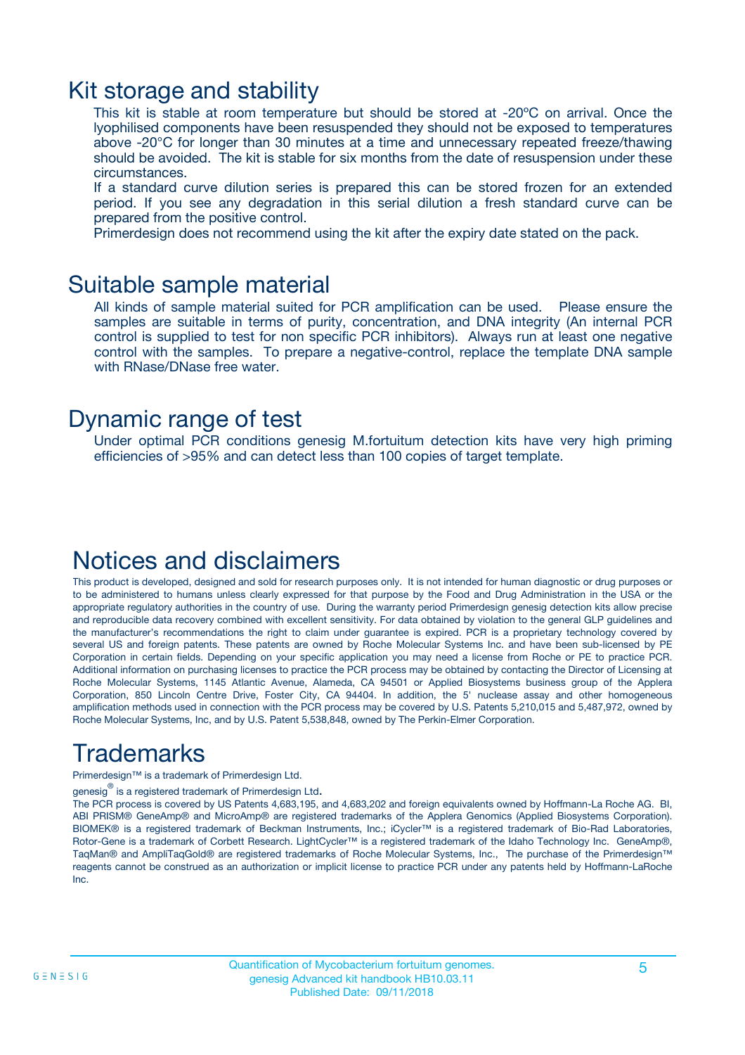# Kit storage and stability

This kit is stable at room temperature but should be stored at -20ºC on arrival. Once the lyophilised components have been resuspended they should not be exposed to temperatures above -20°C for longer than 30 minutes at a time and unnecessary repeated freeze/thawing should be avoided. The kit is stable for six months from the date of resuspension under these circumstances.

If a standard curve dilution series is prepared this can be stored frozen for an extended period. If you see any degradation in this serial dilution a fresh standard curve can be prepared from the positive control.

Primerdesign does not recommend using the kit after the expiry date stated on the pack.

# Suitable sample material

All kinds of sample material suited for PCR amplification can be used. Please ensure the samples are suitable in terms of purity, concentration, and DNA integrity (An internal PCR control is supplied to test for non specific PCR inhibitors). Always run at least one negative control with the samples. To prepare a negative-control, replace the template DNA sample with RNase/DNase free water.

# Dynamic range of test

Under optimal PCR conditions genesig M.fortuitum detection kits have very high priming efficiencies of >95% and can detect less than 100 copies of target template.

# Notices and disclaimers

This product is developed, designed and sold for research purposes only. It is not intended for human diagnostic or drug purposes or to be administered to humans unless clearly expressed for that purpose by the Food and Drug Administration in the USA or the appropriate regulatory authorities in the country of use. During the warranty period Primerdesign genesig detection kits allow precise and reproducible data recovery combined with excellent sensitivity. For data obtained by violation to the general GLP guidelines and the manufacturer's recommendations the right to claim under guarantee is expired. PCR is a proprietary technology covered by several US and foreign patents. These patents are owned by Roche Molecular Systems Inc. and have been sub-licensed by PE Corporation in certain fields. Depending on your specific application you may need a license from Roche or PE to practice PCR. Additional information on purchasing licenses to practice the PCR process may be obtained by contacting the Director of Licensing at Roche Molecular Systems, 1145 Atlantic Avenue, Alameda, CA 94501 or Applied Biosystems business group of the Applera Corporation, 850 Lincoln Centre Drive, Foster City, CA 94404. In addition, the 5' nuclease assay and other homogeneous amplification methods used in connection with the PCR process may be covered by U.S. Patents 5,210,015 and 5,487,972, owned by Roche Molecular Systems, Inc, and by U.S. Patent 5,538,848, owned by The Perkin-Elmer Corporation.

# Trademarks

Primerdesign™ is a trademark of Primerdesign Ltd.

genesig® is a registered trademark of Primerdesign Ltd.

The PCR process is covered by US Patents 4,683,195, and 4,683,202 and foreign equivalents owned by Hoffmann-La Roche AG. BI, ABI PRISM® GeneAmp® and MicroAmp® are registered trademarks of the Applera Genomics (Applied Biosystems Corporation). BIOMEK® is a registered trademark of Beckman Instruments, Inc.; iCycler™ is a registered trademark of Bio-Rad Laboratories, Rotor-Gene is a trademark of Corbett Research. LightCycler™ is a registered trademark of the Idaho Technology Inc. GeneAmp®, TaqMan® and AmpliTaqGold® are registered trademarks of Roche Molecular Systems, Inc., The purchase of the Primerdesign™ reagents cannot be construed as an authorization or implicit license to practice PCR under any patents held by Hoffmann-LaRoche Inc.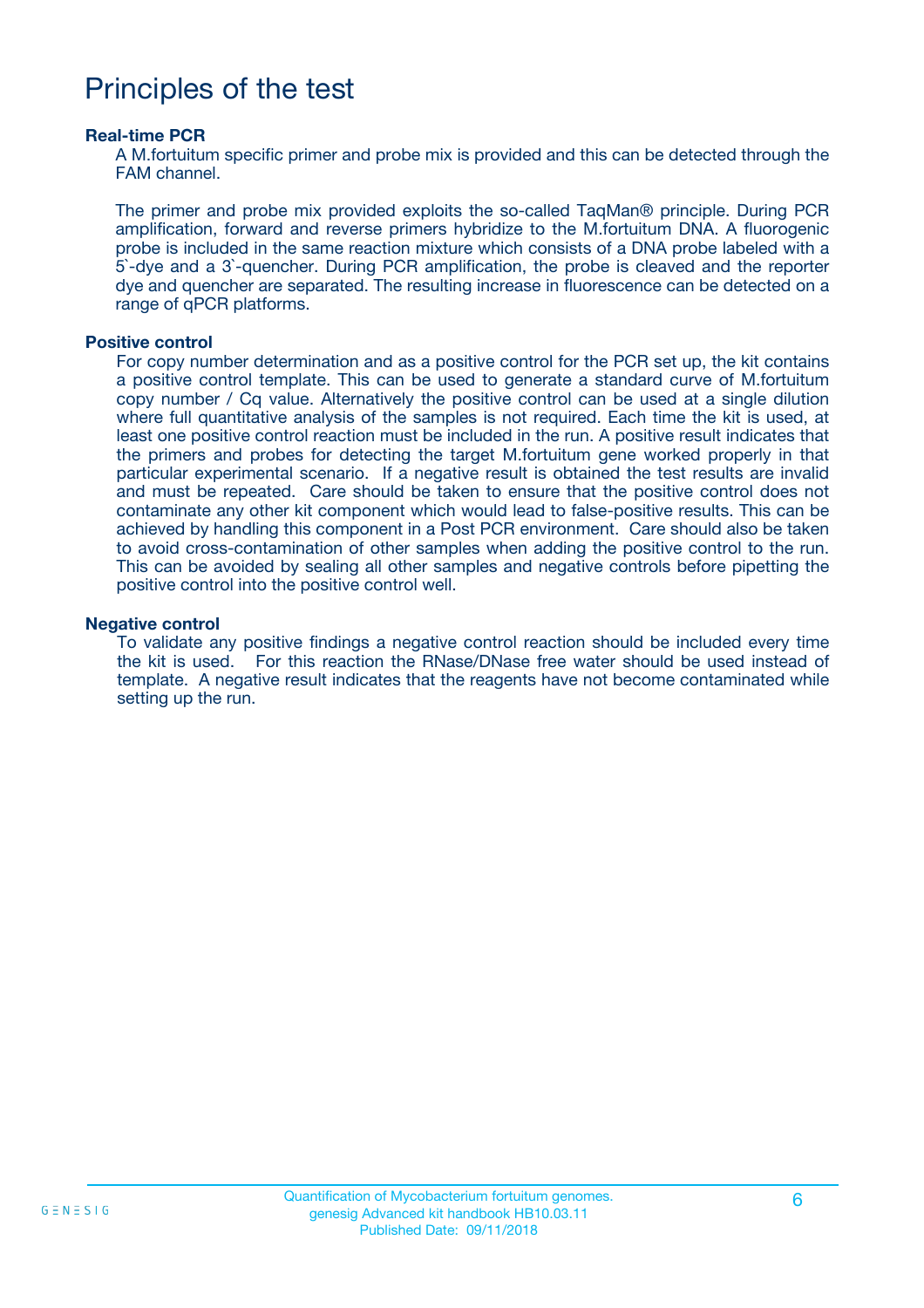# Principles of the test

### Real-time PCR

A M.fortuitum specific primer and probe mix is provided and this can be detected through the FAM channel.

The primer and probe mix provided exploits the so-called TaqMan® principle. During PCR amplification, forward and reverse primers hybridize to the M.fortuitum DNA. A fluorogenic probe is included in the same reaction mixture which consists of a DNA probe labeled with a 5`-dye and a 3`-quencher. During PCR amplification, the probe is cleaved and the reporter dye and quencher are separated. The resulting increase in fluorescence can be detected on a range of qPCR platforms.

### Positive control

For copy number determination and as a positive control for the PCR set up, the kit contains a positive control template. This can be used to generate a standard curve of M.fortuitum copy number / Cq value. Alternatively the positive control can be used at a single dilution where full quantitative analysis of the samples is not required. Each time the kit is used, at least one positive control reaction must be included in the run. A positive result indicates that the primers and probes for detecting the target M.fortuitum gene worked properly in that particular experimental scenario. If a negative result is obtained the test results are invalid and must be repeated. Care should be taken to ensure that the positive control does not contaminate any other kit component which would lead to false-positive results. This can be achieved by handling this component in a Post PCR environment. Care should also be taken to avoid cross-contamination of other samples when adding the positive control to the run. This can be avoided by sealing all other samples and negative controls before pipetting the positive control into the positive control well.

### Negative control

To validate any positive findings a negative control reaction should be included every time the kit is used. For this reaction the RNase/DNase free water should be used instead of template. A negative result indicates that the reagents have not become contaminated while setting up the run.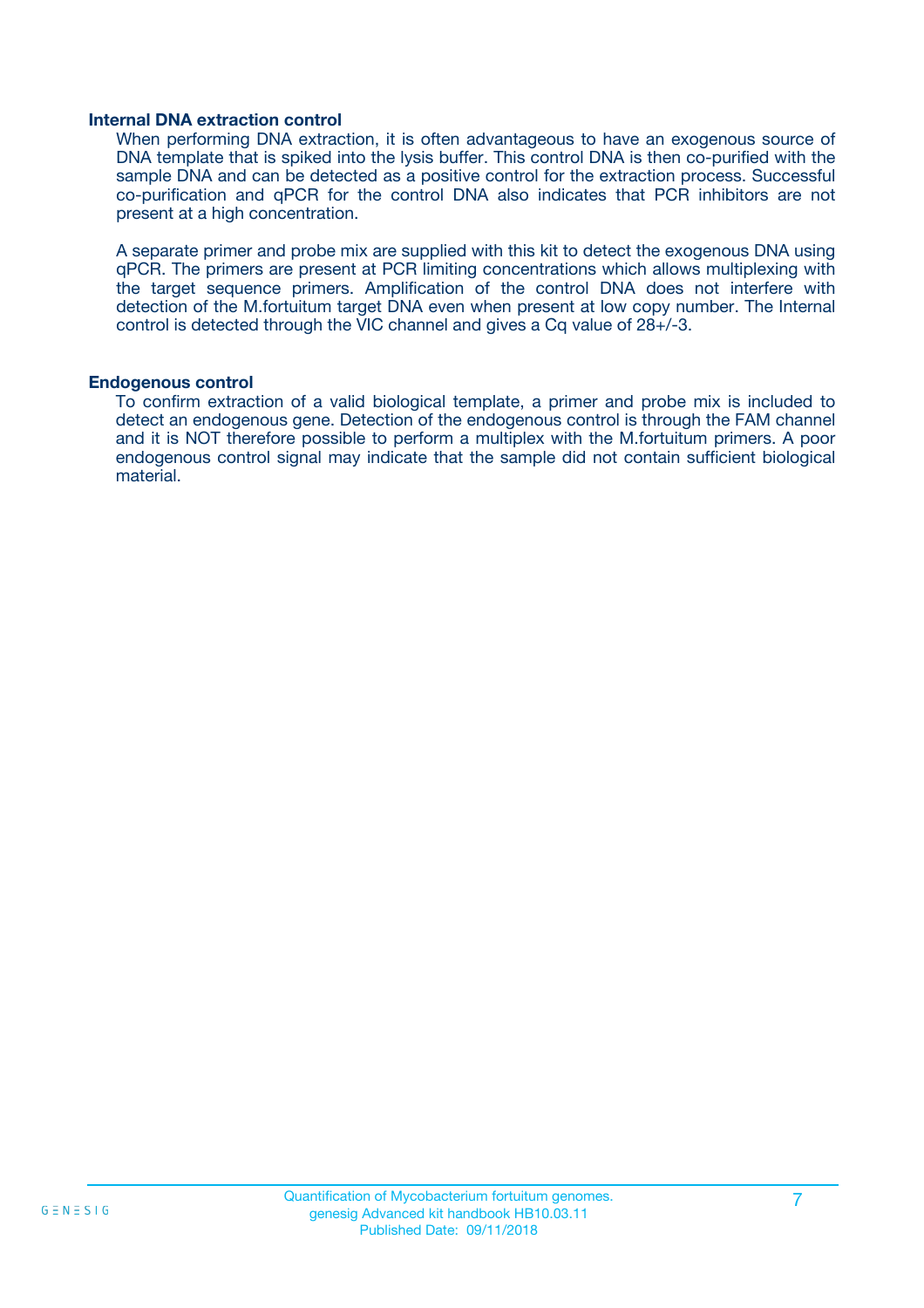### Internal DNA extraction control

When performing DNA extraction, it is often advantageous to have an exogenous source of DNA template that is spiked into the lysis buffer. This control DNA is then co-purified with the sample DNA and can be detected as a positive control for the extraction process. Successful co-purification and qPCR for the control DNA also indicates that PCR inhibitors are not present at a high concentration.

A separate primer and probe mix are supplied with this kit to detect the exogenous DNA using qPCR. The primers are present at PCR limiting concentrations which allows multiplexing with the target sequence primers. Amplification of the control DNA does not interfere with detection of the M.fortuitum target DNA even when present at low copy number. The Internal control is detected through the VIC channel and gives a Cq value of 28+/-3.

### Endogenous control

To confirm extraction of a valid biological template, a primer and probe mix is included to detect an endogenous gene. Detection of the endogenous control is through the FAM channel and it is NOT therefore possible to perform a multiplex with the M.fortuitum primers. A poor endogenous control signal may indicate that the sample did not contain sufficient biological material.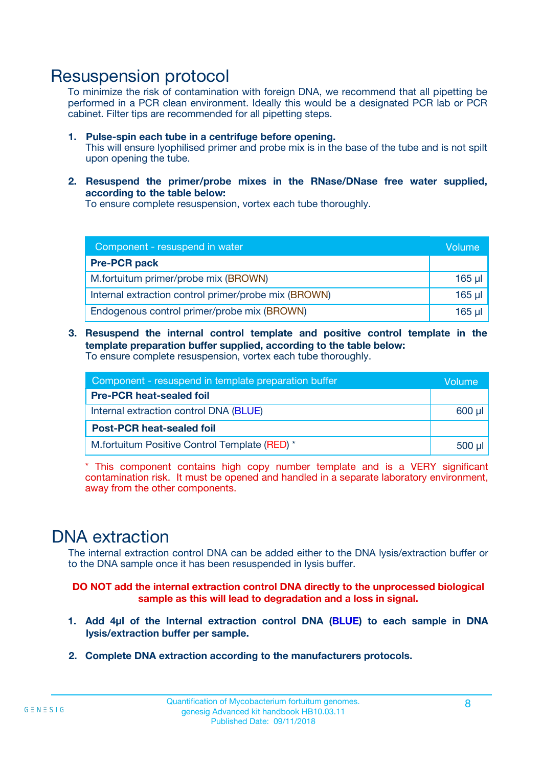# Resuspension protocol

To minimize the risk of contamination with foreign DNA, we recommend that all pipetting be performed in a PCR clean environment. Ideally this would be a designated PCR lab or PCR cabinet. Filter tips are recommended for all pipetting steps.

1. **Pulse-spin each tube in a centrifuge before opening.**
   This will ensure lyophilised primer and probe mix is in the base of the tube and is not spilt upon opening the tube.

2. **Resuspend the primer/probe mixes in the RNase/DNase free water supplied, according to the table below:**
   To ensure complete resuspension, vortex each tube thoroughly.

| Component - resuspend in water | Volume |
|---|---|
| **Pre-PCR pack** | |
| M.fortuitum primer/probe mix (BROWN) | 165 µl |
| Internal extraction control primer/probe mix (BROWN) | 165 µl |
| Endogenous control primer/probe mix (BROWN) | 165 µl |

3. **Resuspend the internal control template and positive control template in the template preparation buffer supplied, according to the table below:**
   To ensure complete resuspension, vortex each tube thoroughly.

| Component - resuspend in template preparation buffer | Volume |
|---|---|
| **Pre-PCR heat-sealed foil** | |
| Internal extraction control DNA (BLUE) | 600 µl |
| **Post-PCR heat-sealed foil** | |
| M.fortuitum Positive Control Template (RED) * | 500 µl |

* This component contains high copy number template and is a VERY significant contamination risk. It must be opened and handled in a separate laboratory environment, away from the other components.

# DNA extraction

The internal extraction control DNA can be added either to the DNA lysis/extraction buffer or to the DNA sample once it has been resuspended in lysis buffer.

**DO NOT add the internal extraction control DNA directly to the unprocessed biological sample as this will lead to degradation and a loss in signal.**

1. **Add 4µl of the Internal extraction control DNA (BLUE) to each sample in DNA lysis/extraction buffer per sample.**

2. **Complete DNA extraction according to the manufacturers protocols.**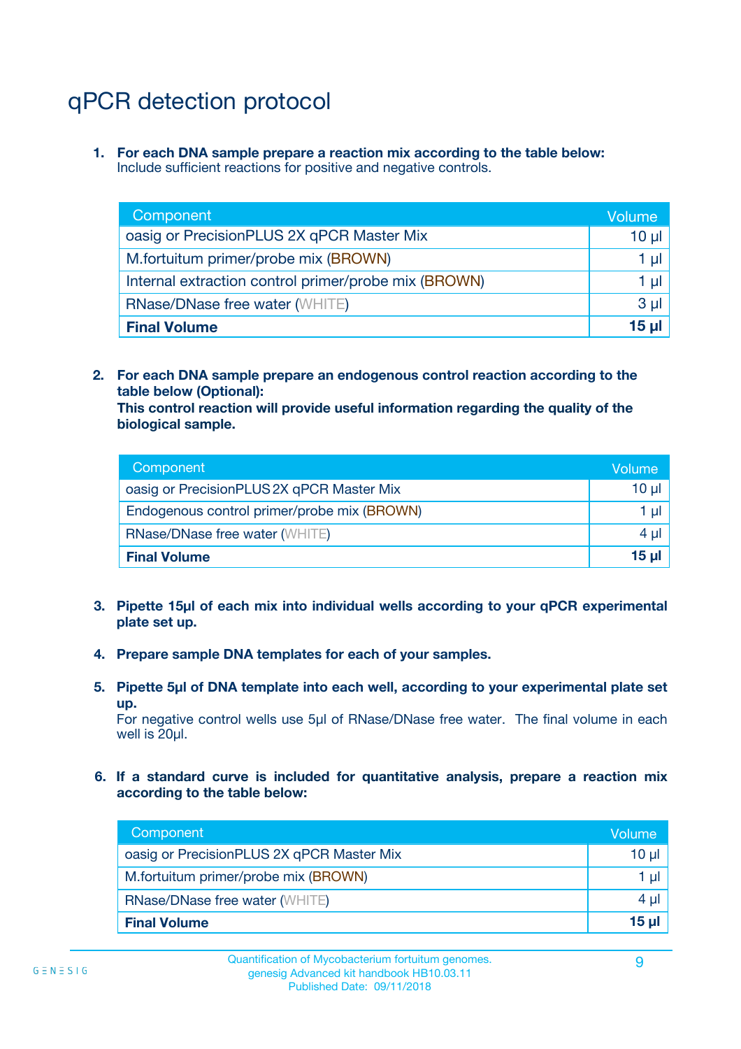# qPCR detection protocol

1. **For each DNA sample prepare a reaction mix according to the table below:**
   Include sufficient reactions for positive and negative controls.

| Component | Volume |
|---|---|
| oasig or PrecisionPLUS 2X qPCR Master Mix | 10 µl |
| M.fortuitum primer/probe mix (BROWN) | 1 µl |
| Internal extraction control primer/probe mix (BROWN) | 1 µl |
| RNase/DNase free water (WHITE) | 3 µl |
| **Final Volume** | **15 µl** |

2. **For each DNA sample prepare an endogenous control reaction according to the table below (Optional):**
   **This control reaction will provide useful information regarding the quality of the biological sample.**

| Component | Volume |
|---|---|
| oasig or PrecisionPLUS 2X qPCR Master Mix | 10 µl |
| Endogenous control primer/probe mix (BROWN) | 1 µl |
| RNase/DNase free water (WHITE) | 4 µl |
| **Final Volume** | **15 µl** |

3. **Pipette 15µl of each mix into individual wells according to your qPCR experimental plate set up.**

4. **Prepare sample DNA templates for each of your samples.**

5. **Pipette 5µl of DNA template into each well, according to your experimental plate set up.**
   For negative control wells use 5µl of RNase/DNase free water. The final volume in each well is 20µl.

6. **If a standard curve is included for quantitative analysis, prepare a reaction mix according to the table below:**

| Component | Volume |
|---|---|
| oasig or PrecisionPLUS 2X qPCR Master Mix | 10 µl |
| M.fortuitum primer/probe mix (BROWN) | 1 µl |
| RNase/DNase free water (WHITE) | 4 µl |
| **Final Volume** | **15 µl** |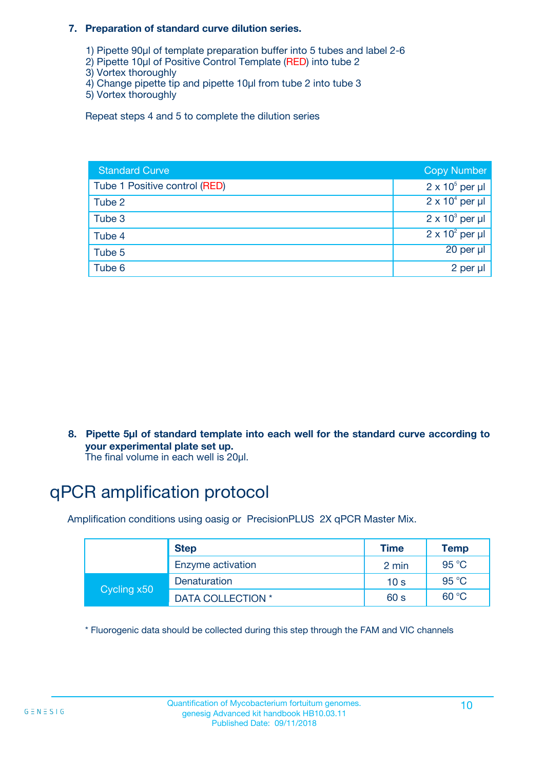7. **Preparation of standard curve dilution series.**

   1) Pipette 90µl of template preparation buffer into 5 tubes and label 2-6
   2) Pipette 10µl of Positive Control Template (RED) into tube 2
   3) Vortex thoroughly
   4) Change pipette tip and pipette 10µl from tube 2 into tube 3
   5) Vortex thoroughly

   Repeat steps 4 and 5 to complete the dilution series

| Standard Curve | Copy Number |
|---|---|
| Tube 1 Positive control (RED) | $2 \times 10^5$ per µl |
| Tube 2 | $2 \times 10^4$ per µl |
| Tube 3 | $2 \times 10^3$ per µl |
| Tube 4 | $2 \times 10^2$ per µl |
| Tube 5 | 20 per µl |
| Tube 6 | 2 per µl |

8. **Pipette 5µl of standard template into each well for the standard curve according to your experimental plate set up.**
   The final volume in each well is 20µl.

# qPCR amplification protocol

Amplification conditions using oasig or PrecisionPLUS 2X qPCR Master Mix.

| | Step | Time | Temp |
|---|---|---|---|
| | Enzyme activation | 2 min | 95 °C |
| Cycling x50 | Denaturation | 10 s | 95 °C |
| | DATA COLLECTION * | 60 s | 60 °C |

* Fluorogenic data should be collected during this step through the FAM and VIC channels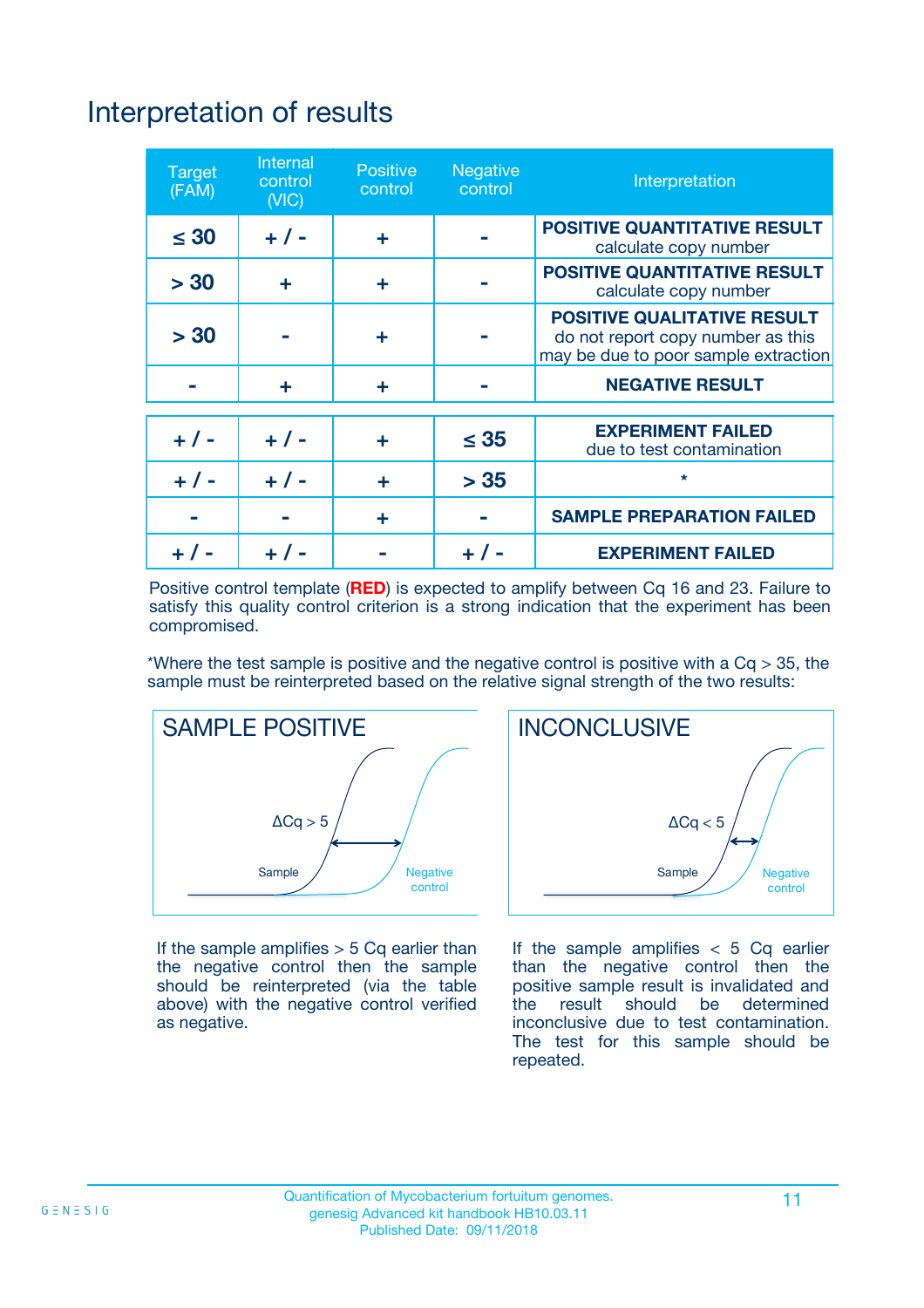# Interpretation of results

| Target (FAM) | Internal control (VIC) | Positive control | Negative control | Interpretation |
|---|---|---|---|---|
| ≤ 30 | + / - | + | - | **POSITIVE QUANTITATIVE RESULT** calculate copy number |
| > 30 | + | + | - | **POSITIVE QUANTITATIVE RESULT** calculate copy number |
| > 30 | - | + | - | **POSITIVE QUALITATIVE RESULT** do not report copy number as this may be due to poor sample extraction |
| - | + | + | - | **NEGATIVE RESULT** |
| + / - | + / - | + | ≤ 35 | **EXPERIMENT FAILED** due to test contamination |
| + / - | + / - | + | > 35 | * |
| - | - | + | - | **SAMPLE PREPARATION FAILED** |
| + / - | + / - | - | + / - | **EXPERIMENT FAILED** |

Positive control template (**RED**) is expected to amplify between Cq 16 and 23. Failure to satisfy this quality control criterion is a strong indication that the experiment has been compromised.

*Where the test sample is positive and the negative control is positive with a Cq > 35, the sample must be reinterpreted based on the relative signal strength of the two results:

**SAMPLE POSITIVE**

ΔCq > 5

Sample — Negative control

If the sample amplifies > 5 Cq earlier than the negative control then the sample should be reinterpreted (via the table above) with the negative control verified as negative.

**INCONCLUSIVE**

ΔCq < 5

Sample — Negative control

If the sample amplifies < 5 Cq earlier than the negative control then the positive sample result is invalidated and the result should be determined inconclusive due to test contamination. The test for this sample should be repeated.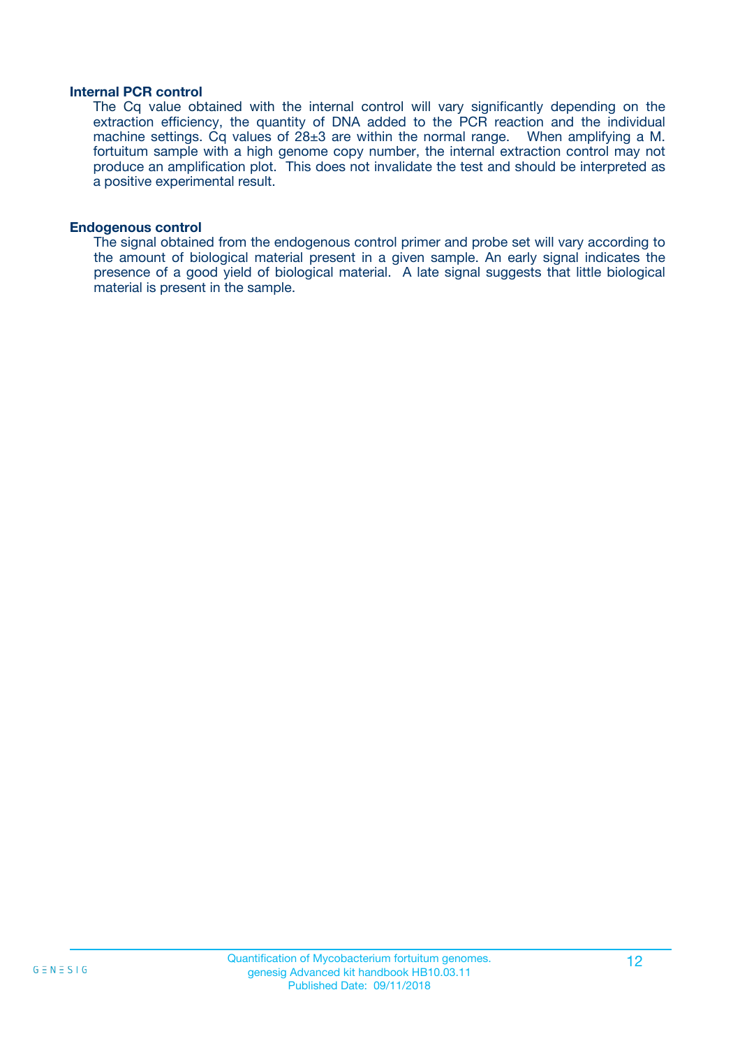### Internal PCR control

The Cq value obtained with the internal control will vary significantly depending on the extraction efficiency, the quantity of DNA added to the PCR reaction and the individual machine settings. Cq values of 28±3 are within the normal range. When amplifying a M. fortuitum sample with a high genome copy number, the internal extraction control may not produce an amplification plot. This does not invalidate the test and should be interpreted as a positive experimental result.

### Endogenous control

The signal obtained from the endogenous control primer and probe set will vary according to the amount of biological material present in a given sample. An early signal indicates the presence of a good yield of biological material. A late signal suggests that little biological material is present in the sample.